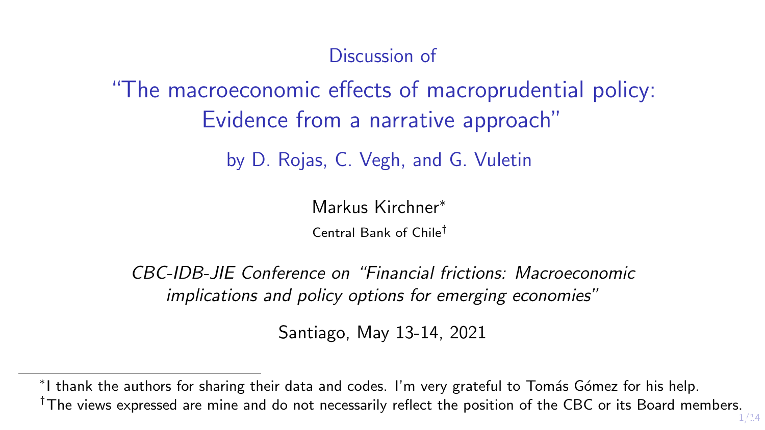Discussion of

# "The macroeconomic effects of macroprudential policy: Evidence from a narrative approach"

by D. Rojas, C. Vegh, and G. Vuletin

Markus Kirchner*

Central Bank of Chile†

*CBC-IDB-JIE Conference on "Financial frictions: Macroeconomic implications and policy options for emerging economies"*

Santiago, May 13-14, 2021

---

*I thank the authors for sharing their data and codes. I'm very grateful to Tomás Gómez for his help.

†The views expressed are mine and do not necessarily reflect the position of the CBC or its Board members.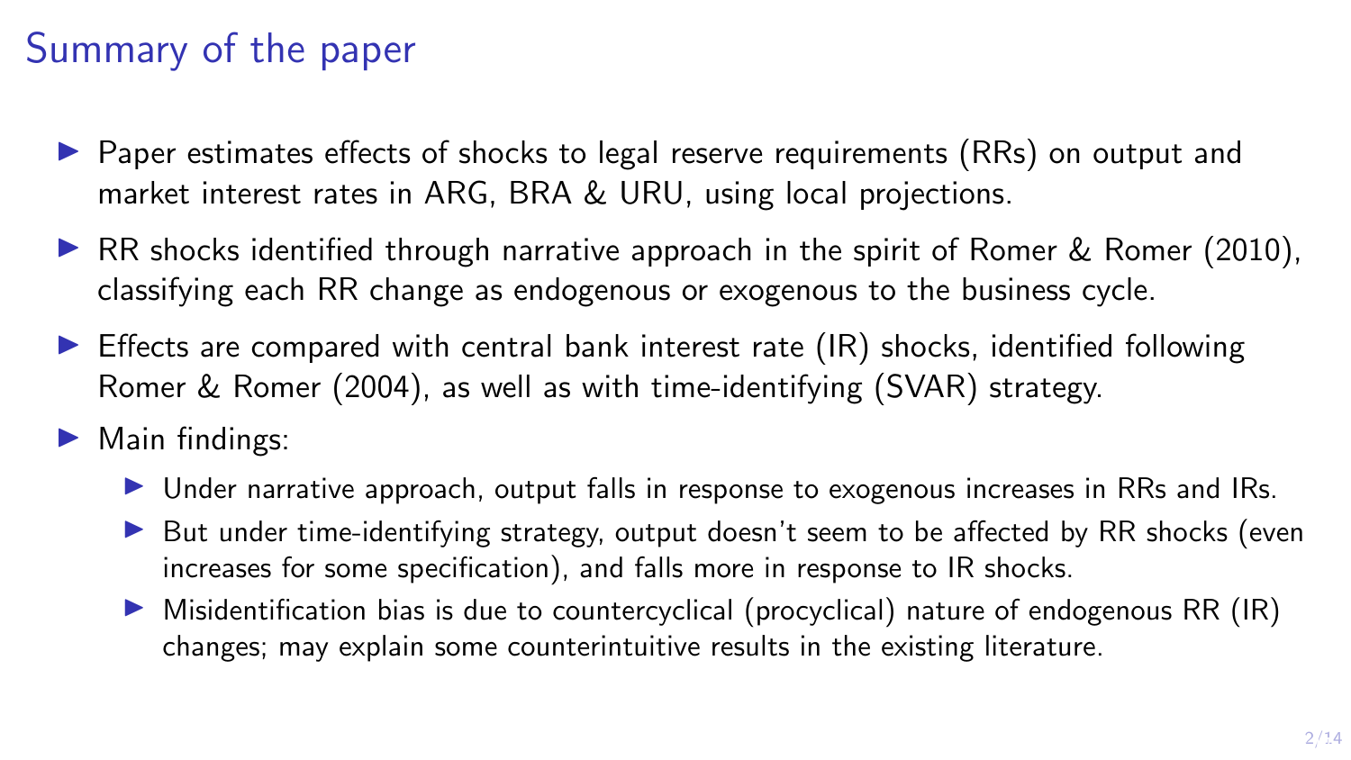# Summary of the paper

- Paper estimates effects of shocks to legal reserve requirements (RRs) on output and market interest rates in ARG, BRA & URU, using local projections.
- RR shocks identified through narrative approach in the spirit of Romer & Romer (2010), classifying each RR change as endogenous or exogenous to the business cycle.
- Effects are compared with central bank interest rate (IR) shocks, identified following Romer & Romer (2004), as well as with time-identifying (SVAR) strategy.
- Main findings:
  - Under narrative approach, output falls in response to exogenous increases in RRs and IRs.
  - But under time-identifying strategy, output doesn't seem to be affected by RR shocks (even increases for some specification), and falls more in response to IR shocks.
  - Misidentification bias is due to countercyclical (procyclical) nature of endogenous RR (IR) changes; may explain some counterintuitive results in the existing literature.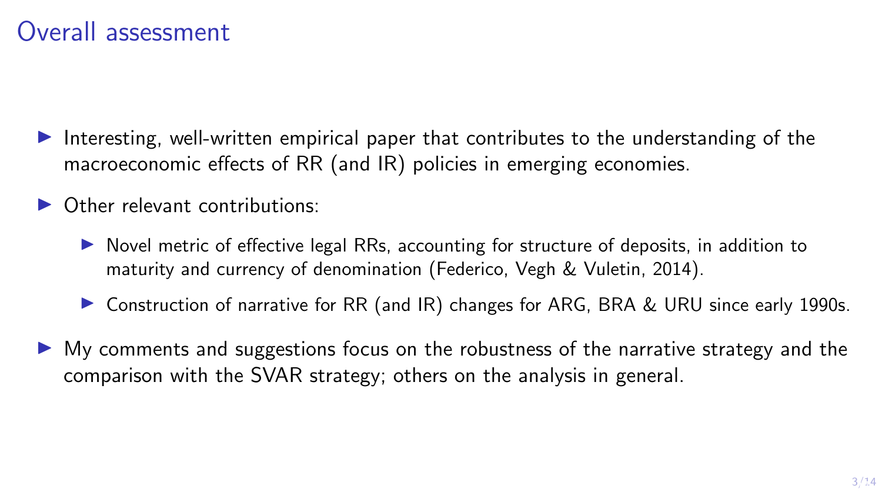# Overall assessment

- Interesting, well-written empirical paper that contributes to the understanding of the macroeconomic effects of RR (and IR) policies in emerging economies.
- Other relevant contributions:
  - Novel metric of effective legal RRs, accounting for structure of deposits, in addition to maturity and currency of denomination (Federico, Vegh & Vuletin, 2014).
  - Construction of narrative for RR (and IR) changes for ARG, BRA & URU since early 1990s.
- My comments and suggestions focus on the robustness of the narrative strategy and the comparison with the SVAR strategy; others on the analysis in general.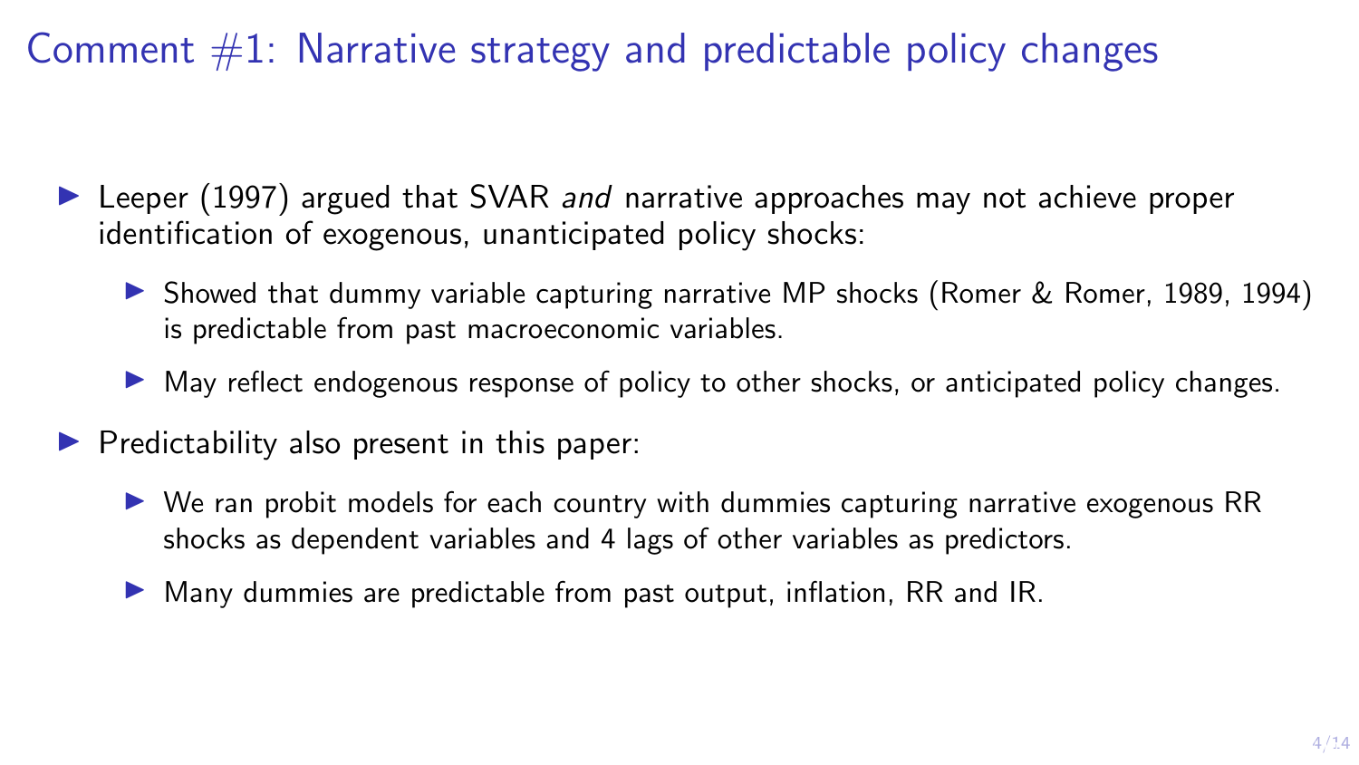# Comment #1: Narrative strategy and predictable policy changes

- Leeper (1997) argued that SVAR *and* narrative approaches may not achieve proper identification of exogenous, unanticipated policy shocks:
  - Showed that dummy variable capturing narrative MP shocks (Romer & Romer, 1989, 1994) is predictable from past macroeconomic variables.
  - May reflect endogenous response of policy to other shocks, or anticipated policy changes.
- Predictability also present in this paper:
  - We ran probit models for each country with dummies capturing narrative exogenous RR shocks as dependent variables and 4 lags of other variables as predictors.
  - Many dummies are predictable from past output, inflation, RR and IR.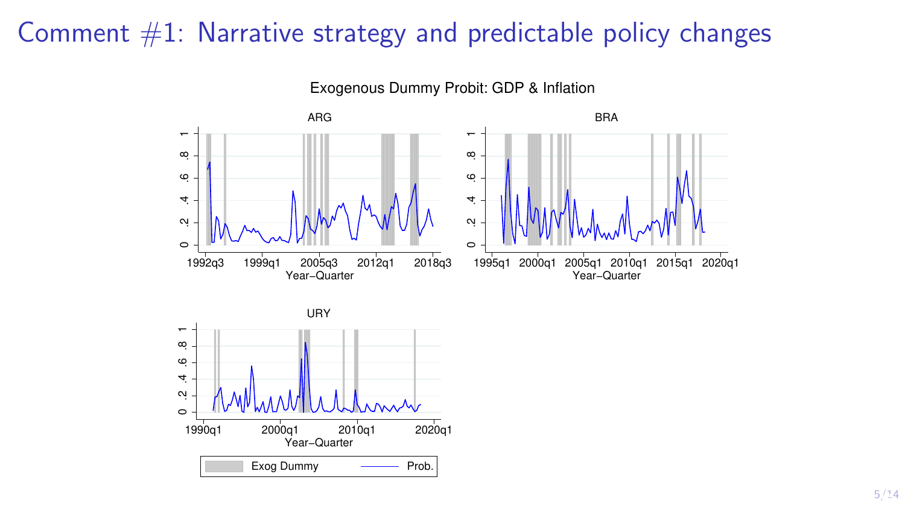# Comment #1: Narrative strategy and predictable policy changes

Exogenous Dummy Probit: GDP & Inflation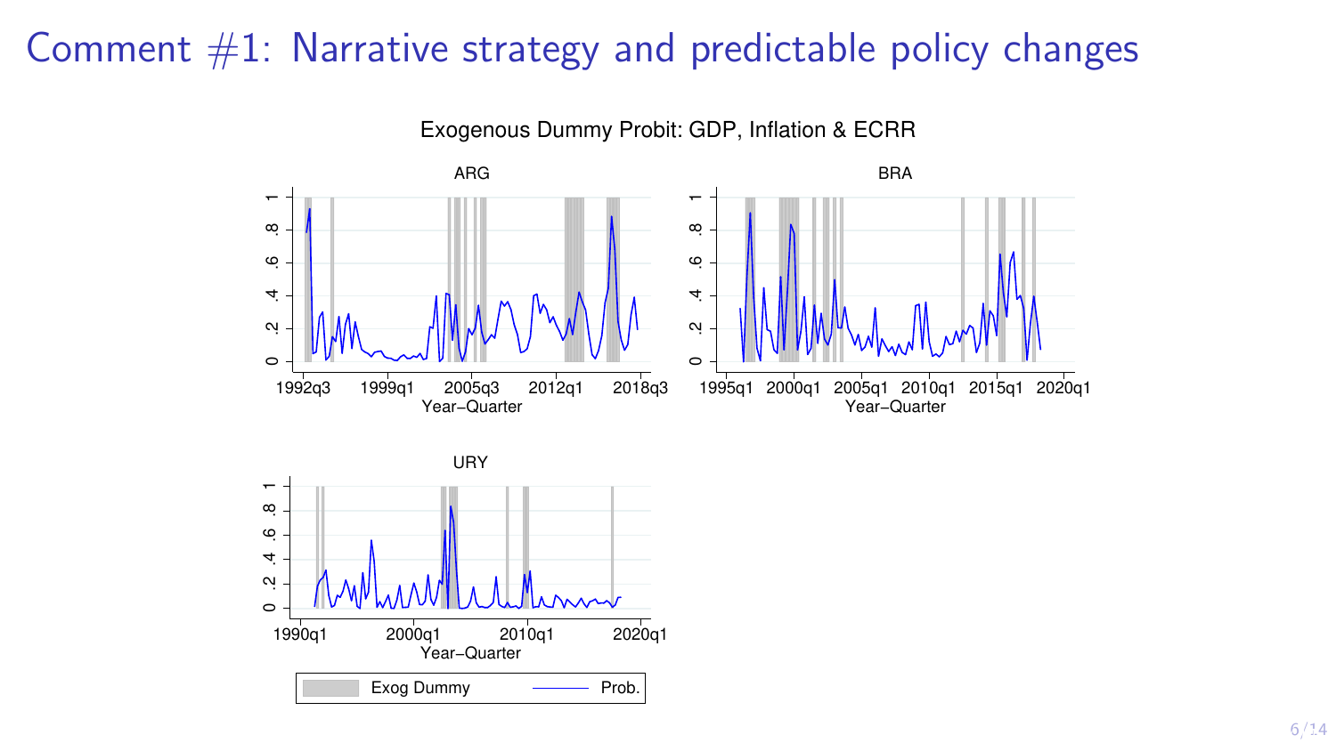# Comment #1: Narrative strategy and predictable policy changes

Exogenous Dummy Probit: GDP, Inflation & ECRR

ARG

BRA

URY

Exog Dummy — Prob.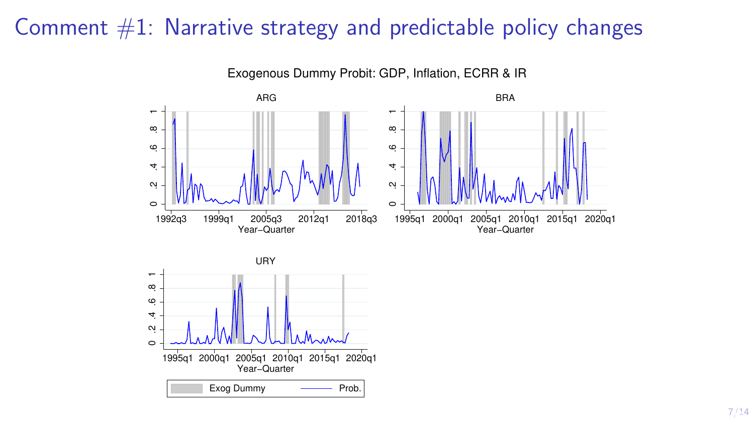# Comment #1: Narrative strategy and predictable policy changes

Exogenous Dummy Probit: GDP, Inflation, ECRR & IR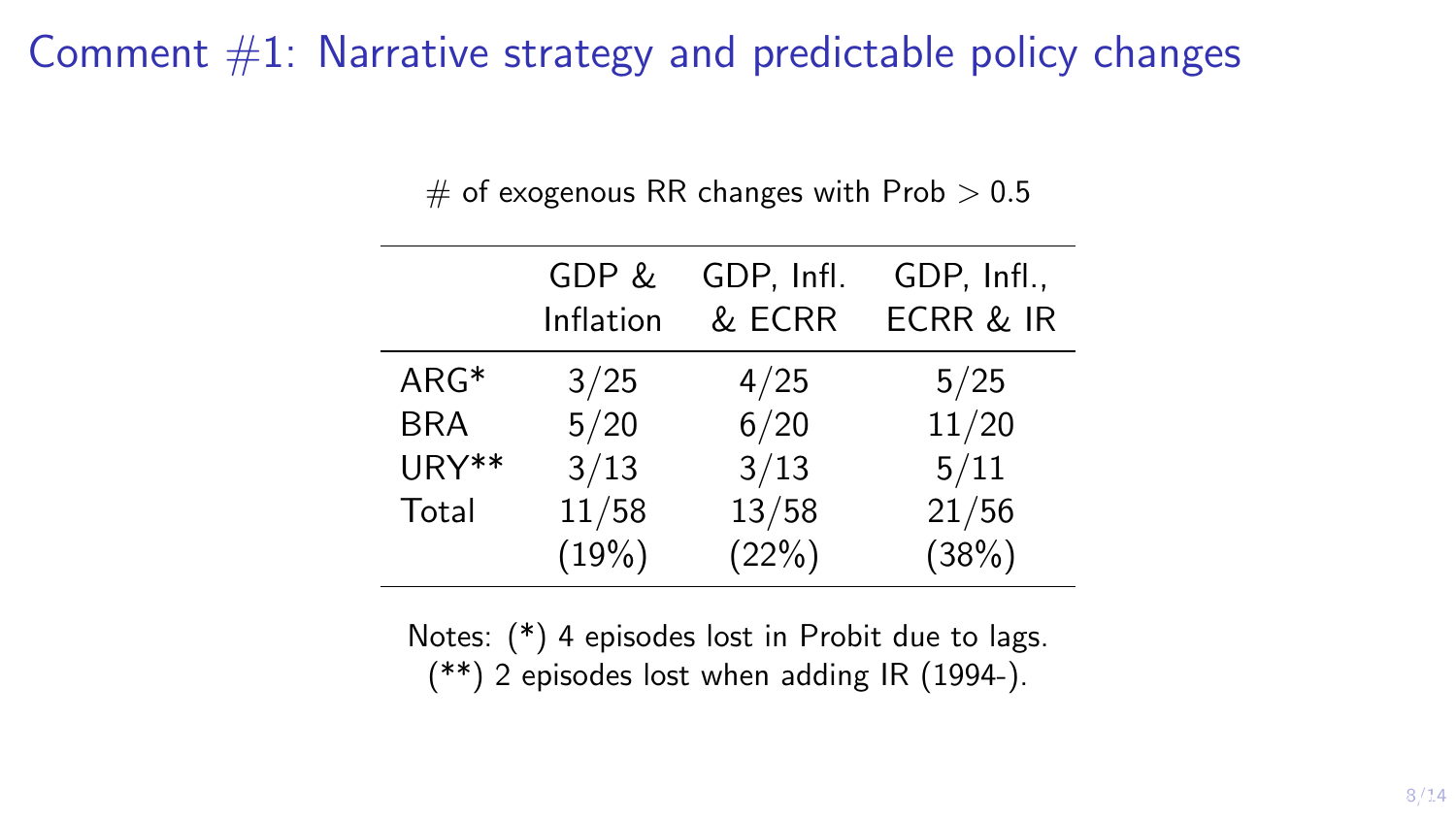# Comment #1: Narrative strategy and predictable policy changes

# of exogenous RR changes with Prob > 0.5

| | GDP & Inflation | GDP, Infl. & ECRR | GDP, Infl., ECRR & IR |
|---|---|---|---|
| ARG* | 3/25 | 4/25 | 5/25 |
| BRA | 5/20 | 6/20 | 11/20 |
| URY** | 3/13 | 3/13 | 5/11 |
| Total | 11/58 | 13/58 | 21/56 |
| | (19%) | (22%) | (38%) |

Notes: (*) 4 episodes lost in Probit due to lags.
(**) 2 episodes lost when adding IR (1994-).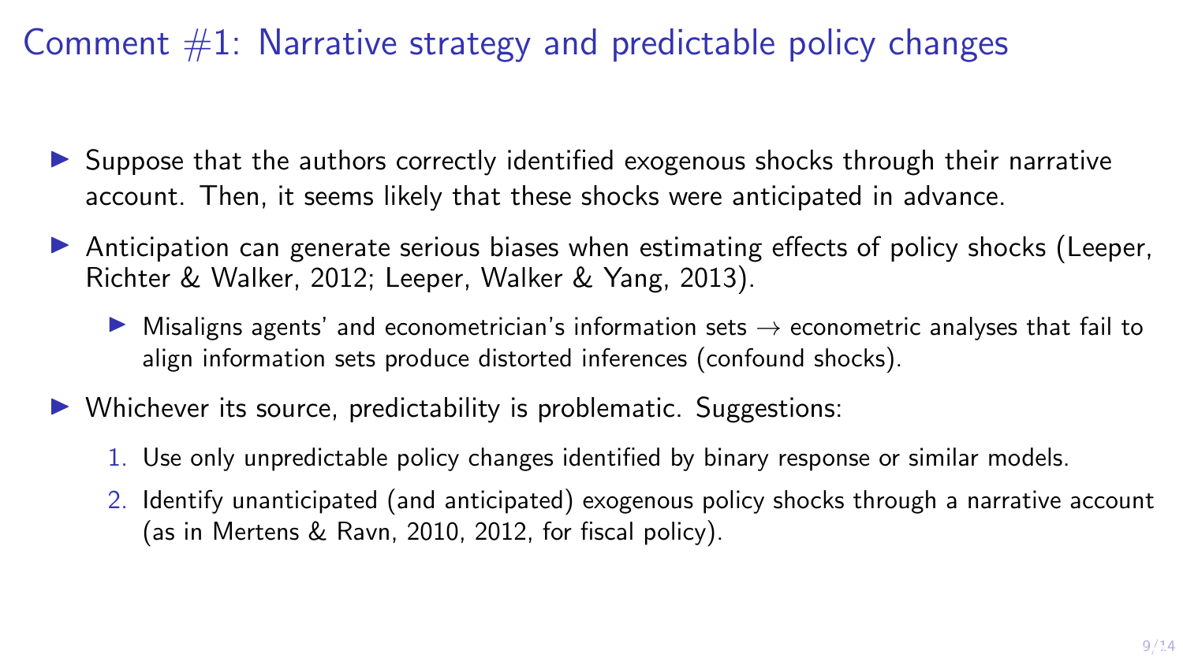# Comment #1: Narrative strategy and predictable policy changes

- Suppose that the authors correctly identified exogenous shocks through their narrative account. Then, it seems likely that these shocks were anticipated in advance.
- Anticipation can generate serious biases when estimating effects of policy shocks (Leeper, Richter & Walker, 2012; Leeper, Walker & Yang, 2013).
  - Misaligns agents' and econometrician's information sets $\rightarrow$ econometric analyses that fail to align information sets produce distorted inferences (confound shocks).
- Whichever its source, predictability is problematic. Suggestions:
  1. Use only unpredictable policy changes identified by binary response or similar models.
  2. Identify unanticipated (and anticipated) exogenous policy shocks through a narrative account (as in Mertens & Ravn, 2010, 2012, for fiscal policy).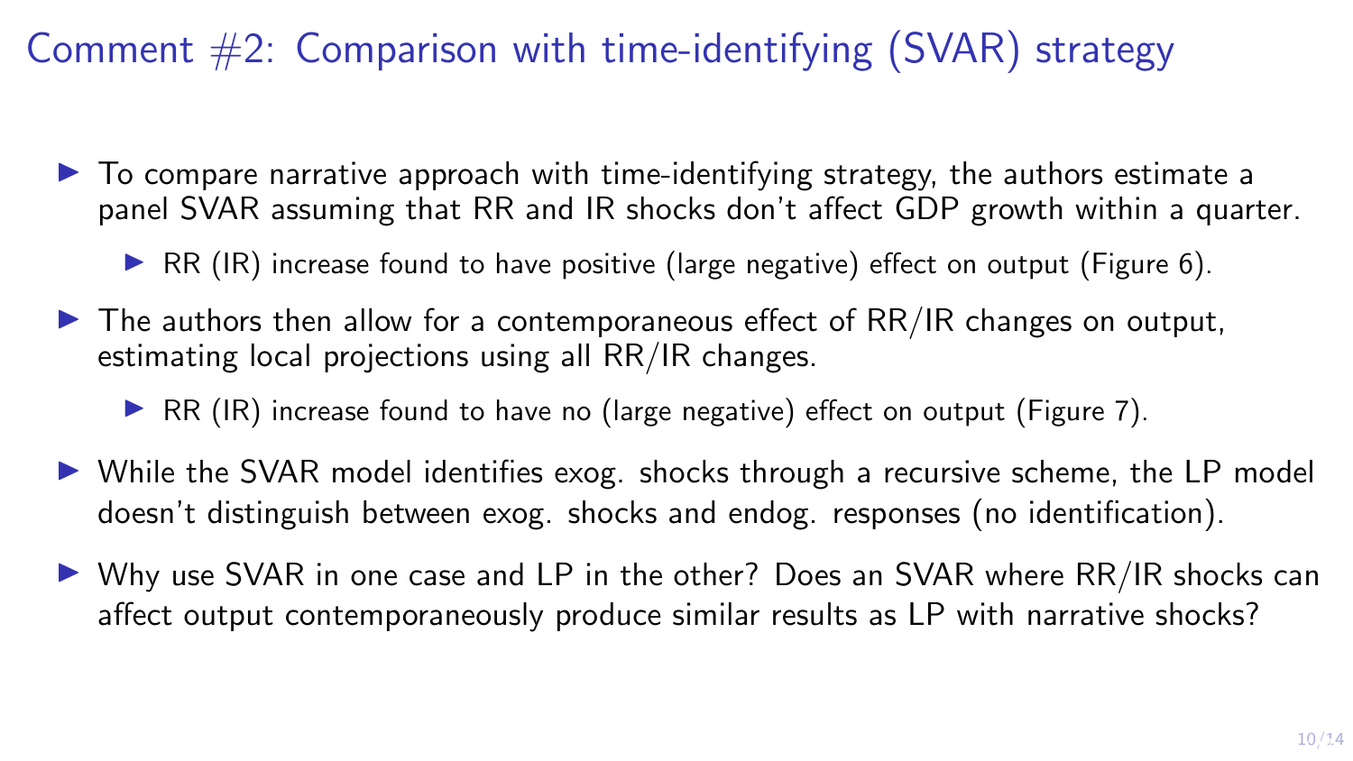# Comment #2: Comparison with time-identifying (SVAR) strategy

- To compare narrative approach with time-identifying strategy, the authors estimate a panel SVAR assuming that RR and IR shocks don't affect GDP growth within a quarter.
  - RR (IR) increase found to have positive (large negative) effect on output (Figure 6).
- The authors then allow for a contemporaneous effect of RR/IR changes on output, estimating local projections using all RR/IR changes.
  - RR (IR) increase found to have no (large negative) effect on output (Figure 7).
- While the SVAR model identifies exog. shocks through a recursive scheme, the LP model doesn't distinguish between exog. shocks and endog. responses (no identification).
- Why use SVAR in one case and LP in the other? Does an SVAR where RR/IR shocks can affect output contemporaneously produce similar results as LP with narrative shocks?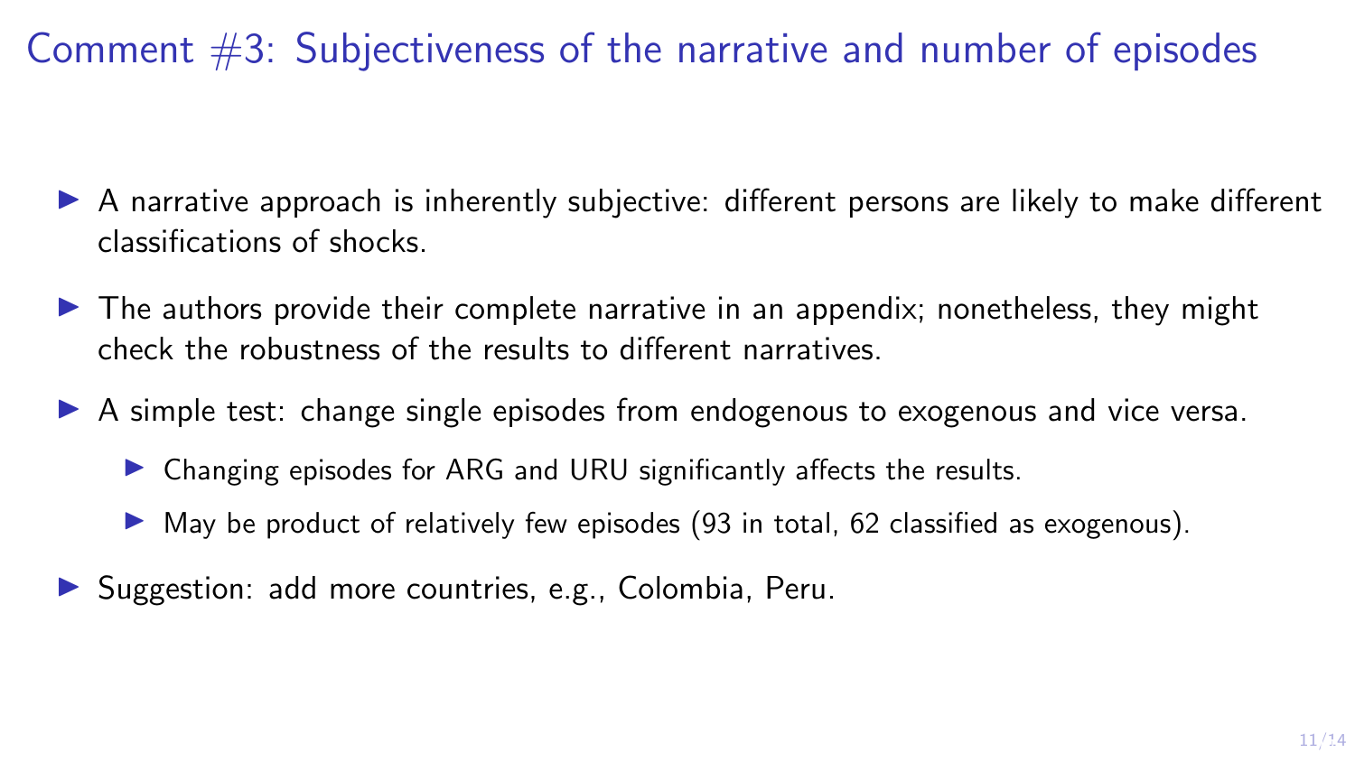# Comment #3: Subjectiveness of the narrative and number of episodes

- A narrative approach is inherently subjective: different persons are likely to make different classifications of shocks.
- The authors provide their complete narrative in an appendix; nonetheless, they might check the robustness of the results to different narratives.
- A simple test: change single episodes from endogenous to exogenous and vice versa.
  - Changing episodes for ARG and URU significantly affects the results.
  - May be product of relatively few episodes (93 in total, 62 classified as exogenous).
- Suggestion: add more countries, e.g., Colombia, Peru.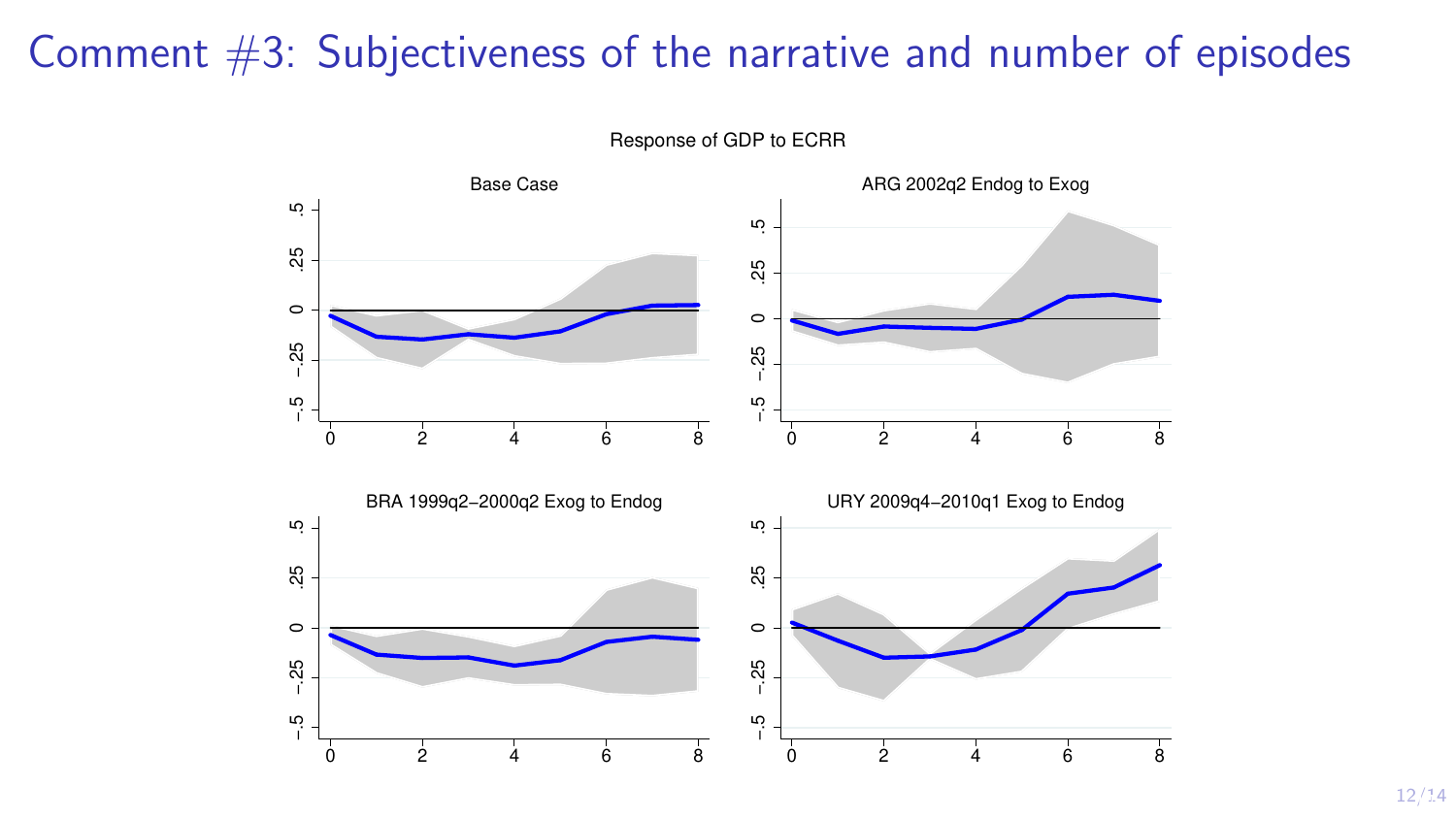# Comment #3: Subjectiveness of the narrative and number of episodes

Response of GDP to ECRR

Base Case

ARG 2002q2 Endog to Exog

BRA 1999q2–2000q2 Exog to Endog

URY 2009q4–2010q1 Exog to Endog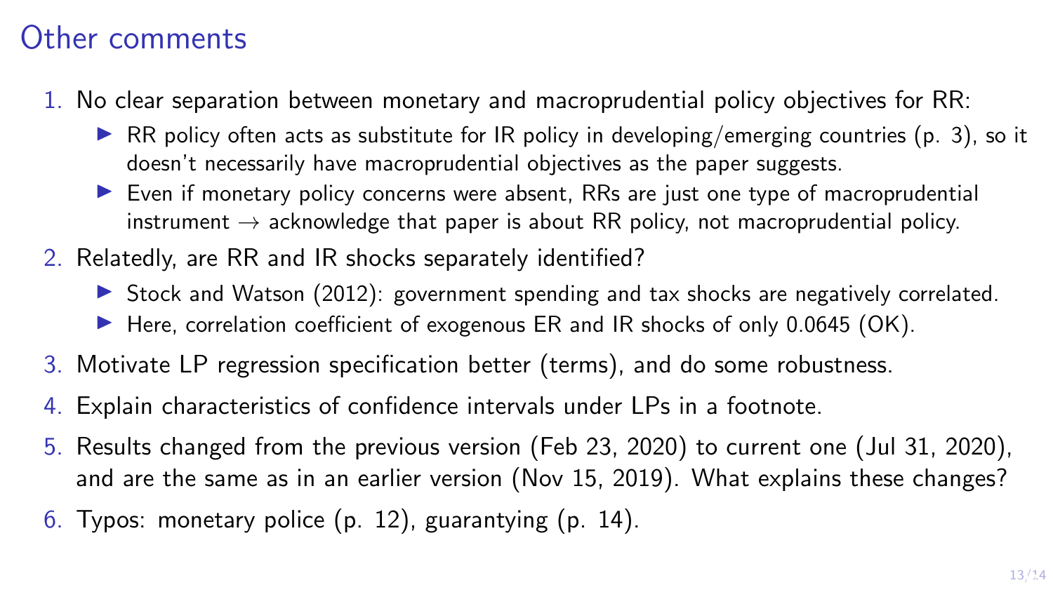# Other comments

1. No clear separation between monetary and macroprudential policy objectives for RR:
   - RR policy often acts as substitute for IR policy in developing/emerging countries (p. 3), so it doesn't necessarily have macroprudential objectives as the paper suggests.
   - Even if monetary policy concerns were absent, RRs are just one type of macroprudential instrument → acknowledge that paper is about RR policy, not macroprudential policy.
2. Relatedly, are RR and IR shocks separately identified?
   - Stock and Watson (2012): government spending and tax shocks are negatively correlated.
   - Here, correlation coefficient of exogenous ER and IR shocks of only 0.0645 (OK).
3. Motivate LP regression specification better (terms), and do some robustness.
4. Explain characteristics of confidence intervals under LPs in a footnote.
5. Results changed from the previous version (Feb 23, 2020) to current one (Jul 31, 2020), and are the same as in an earlier version (Nov 15, 2019). What explains these changes?
6. Typos: monetary police (p. 12), guarantying (p. 14).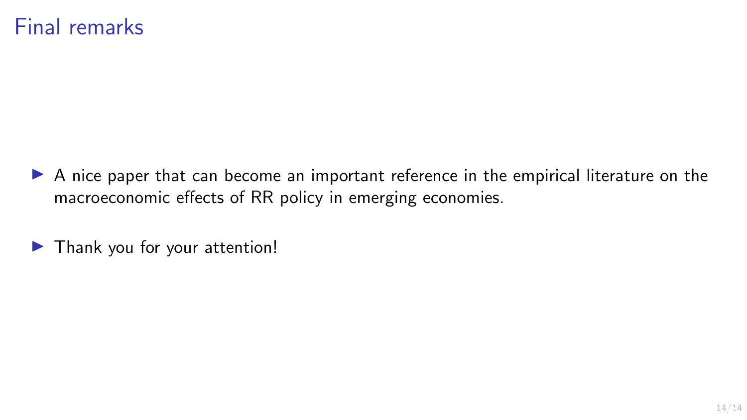# Final remarks

- A nice paper that can become an important reference in the empirical literature on the macroeconomic effects of RR policy in emerging economies.

- Thank you for your attention!